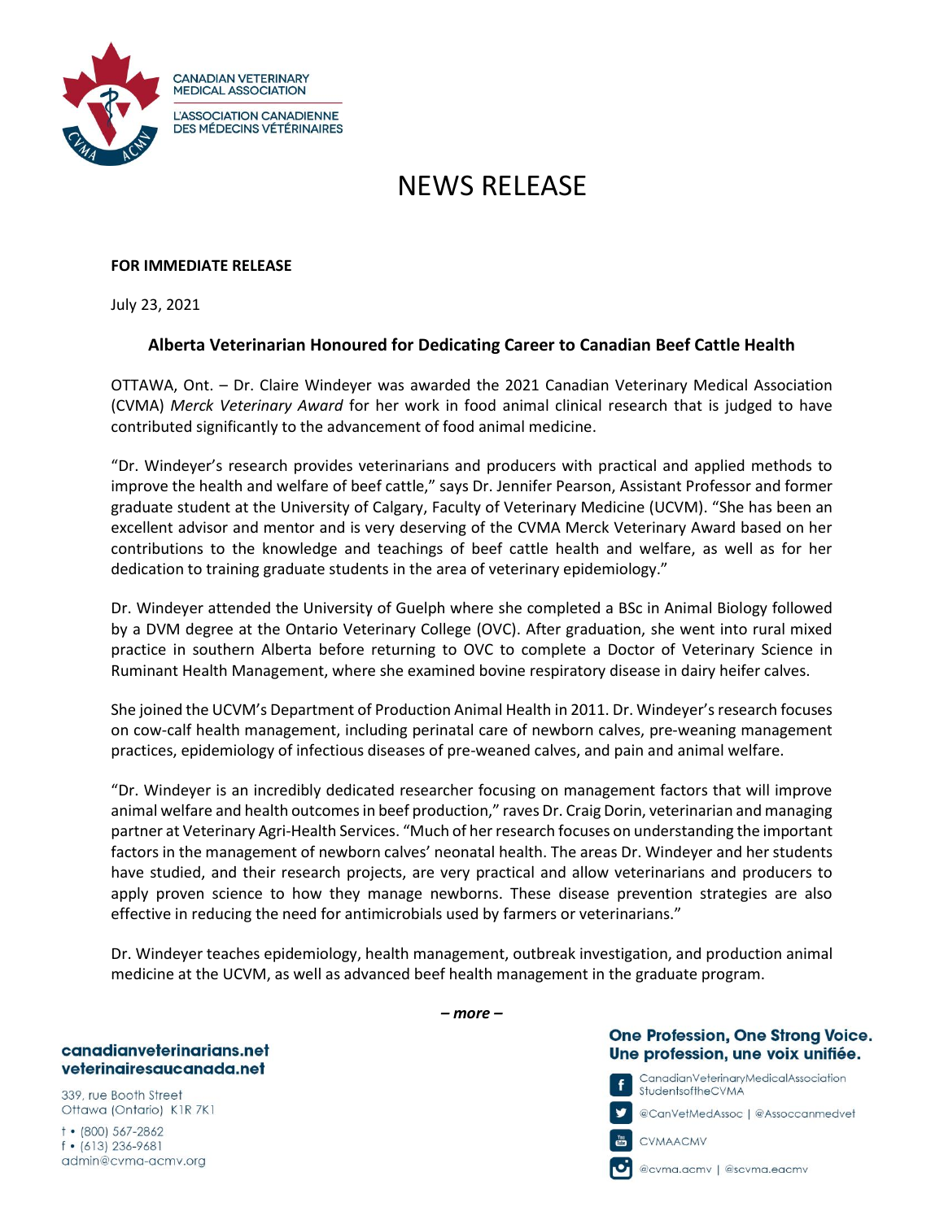CANADIAN VETERINARY MEDICAL ASSOCIATION
L'ASSOCIATION CANADIENNE DES MÉDECINS VÉTÉRINAIRES

# NEWS RELEASE

**FOR IMMEDIATE RELEASE**

July 23, 2021

## Alberta Veterinarian Honoured for Dedicating Career to Canadian Beef Cattle Health

OTTAWA, Ont. – Dr. Claire Windeyer was awarded the 2021 Canadian Veterinary Medical Association (CVMA) *Merck Veterinary Award* for her work in food animal clinical research that is judged to have contributed significantly to the advancement of food animal medicine.

"Dr. Windeyer's research provides veterinarians and producers with practical and applied methods to improve the health and welfare of beef cattle," says Dr. Jennifer Pearson, Assistant Professor and former graduate student at the University of Calgary, Faculty of Veterinary Medicine (UCVM). "She has been an excellent advisor and mentor and is very deserving of the CVMA Merck Veterinary Award based on her contributions to the knowledge and teachings of beef cattle health and welfare, as well as for her dedication to training graduate students in the area of veterinary epidemiology."

Dr. Windeyer attended the University of Guelph where she completed a BSc in Animal Biology followed by a DVM degree at the Ontario Veterinary College (OVC). After graduation, she went into rural mixed practice in southern Alberta before returning to OVC to complete a Doctor of Veterinary Science in Ruminant Health Management, where she examined bovine respiratory disease in dairy heifer calves.

She joined the UCVM's Department of Production Animal Health in 2011. Dr. Windeyer's research focuses on cow-calf health management, including perinatal care of newborn calves, pre-weaning management practices, epidemiology of infectious diseases of pre-weaned calves, and pain and animal welfare.

"Dr. Windeyer is an incredibly dedicated researcher focusing on management factors that will improve animal welfare and health outcomes in beef production," raves Dr. Craig Dorin, veterinarian and managing partner at Veterinary Agri-Health Services. "Much of her research focuses on understanding the important factors in the management of newborn calves' neonatal health. The areas Dr. Windeyer and her students have studied, and their research projects, are very practical and allow veterinarians and producers to apply proven science to how they manage newborns. These disease prevention strategies are also effective in reducing the need for antimicrobials used by farmers or veterinarians."

Dr. Windeyer teaches epidemiology, health management, outbreak investigation, and production animal medicine at the UCVM, as well as advanced beef health management in the graduate program.

***– more –***

**canadianveterinarians.net**
**veterinairesaucanada.net**

339, rue Booth Street
Ottawa (Ontario) K1R 7K1

t • (800) 567-2862
f • (613) 236-9681
admin@cvma-acmv.org

**One Profession, One Strong Voice.**
**Une profession, une voix unifiée.**

CanadianVeterinaryMedicalAssociation
StudentsoftheCVMA

@CanVetMedAssoc | @Assoccanmedvet

CVMAACMV

@cvma.acmv | @scvma.eacmv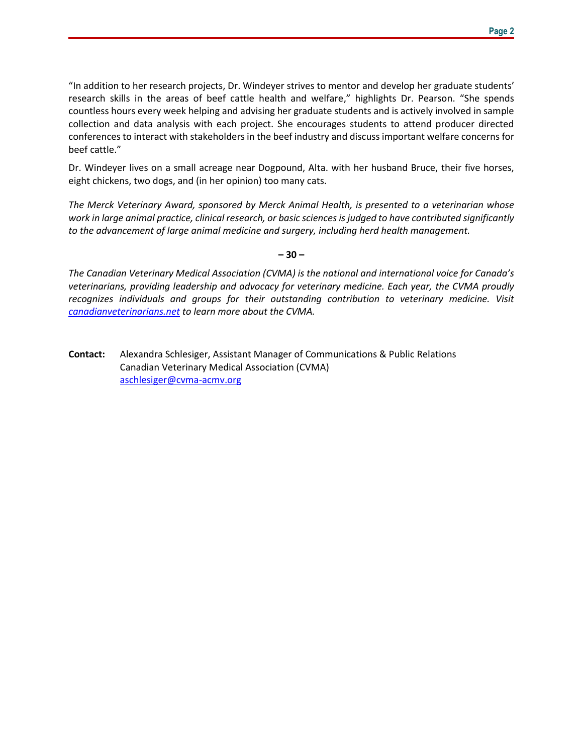"In addition to her research projects, Dr. Windeyer strives to mentor and develop her graduate students' research skills in the areas of beef cattle health and welfare," highlights Dr. Pearson. "She spends countless hours every week helping and advising her graduate students and is actively involved in sample collection and data analysis with each project. She encourages students to attend producer directed conferences to interact with stakeholders in the beef industry and discuss important welfare concerns for beef cattle."

Dr. Windeyer lives on a small acreage near Dogpound, Alta. with her husband Bruce, their five horses, eight chickens, two dogs, and (in her opinion) too many cats.

*The Merck Veterinary Award, sponsored by Merck Animal Health, is presented to a veterinarian whose work in large animal practice, clinical research, or basic sciences is judged to have contributed significantly to the advancement of large animal medicine and surgery, including herd health management.*

**– 30 –**

*The Canadian Veterinary Medical Association (CVMA) is the national and international voice for Canada's veterinarians, providing leadership and advocacy for veterinary medicine. Each year, the CVMA proudly recognizes individuals and groups for their outstanding contribution to veterinary medicine. Visit [canadianveterinarians.net](canadianveterinarians.net) to learn more about the CVMA.*

**Contact:** Alexandra Schlesiger, Assistant Manager of Communications & Public Relations
Canadian Veterinary Medical Association (CVMA)
[aschlesiger@cvma-acmv.org](mailto:aschlesiger@cvma-acmv.org)